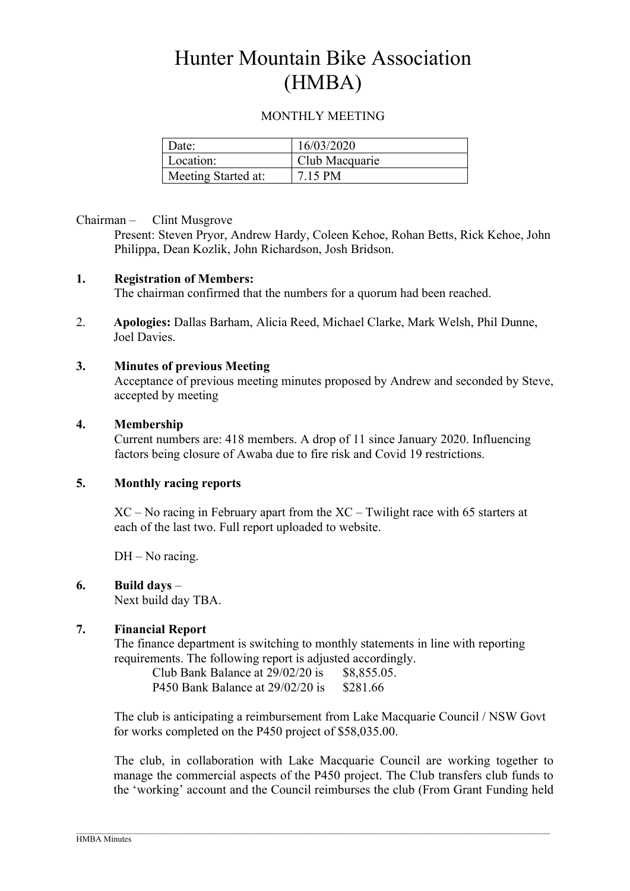# Hunter Mountain Bike Association (HMBA)

MONTHLY MEETING

| Date: | 16/03/2020 |
|---|---|
| Location: | Club Macquarie |
| Meeting Started at: | 7.15 PM |

Chairman – Clint Musgrove

Present: Steven Pryor, Andrew Hardy, Coleen Kehoe, Rohan Betts, Rick Kehoe, John Philippa, Dean Kozlik, John Richardson, Josh Bridson.

**1. Registration of Members:**

The chairman confirmed that the numbers for a quorum had been reached.

2. **Apologies:** Dallas Barham, Alicia Reed, Michael Clarke, Mark Welsh, Phil Dunne, Joel Davies.

**3. Minutes of previous Meeting**

Acceptance of previous meeting minutes proposed by Andrew and seconded by Steve, accepted by meeting

**4. Membership**

Current numbers are: 418 members. A drop of 11 since January 2020. Influencing factors being closure of Awaba due to fire risk and Covid 19 restrictions.

**5. Monthly racing reports**

XC – No racing in February apart from the XC – Twilight race with 65 starters at each of the last two. Full report uploaded to website.

DH – No racing.

**6. Build days** –

Next build day TBA.

**7. Financial Report**

The finance department is switching to monthly statements in line with reporting requirements. The following report is adjusted accordingly.

Club Bank Balance at 29/02/20 is $8,855.05.
P450 Bank Balance at 29/02/20 is $281.66

The club is anticipating a reimbursement from Lake Macquarie Council / NSW Govt for works completed on the P450 project of $58,035.00.

The club, in collaboration with Lake Macquarie Council are working together to manage the commercial aspects of the P450 project. The Club transfers club funds to the 'working' account and the Council reimburses the club (From Grant Funding held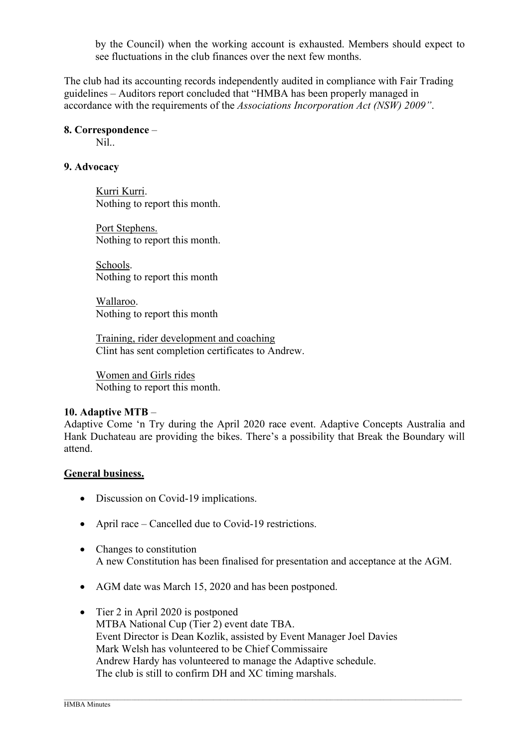by the Council) when the working account is exhausted. Members should expect to see fluctuations in the club finances over the next few months.

The club had its accounting records independently audited in compliance with Fair Trading guidelines – Auditors report concluded that "HMBA has been properly managed in accordance with the requirements of the *Associations Incorporation Act (NSW) 2009"*.

**8. Correspondence** –

Nil..

**9. Advocacy**

Kurri Kurri.
Nothing to report this month.

Port Stephens.
Nothing to report this month.

Schools.
Nothing to report this month

Wallaroo.
Nothing to report this month

Training, rider development and coaching
Clint has sent completion certificates to Andrew.

Women and Girls rides
Nothing to report this month.

**10. Adaptive MTB** –

Adaptive Come 'n Try during the April 2020 race event. Adaptive Concepts Australia and Hank Duchateau are providing the bikes. There's a possibility that Break the Boundary will attend.

**General business.**

- Discussion on Covid-19 implications.
- April race – Cancelled due to Covid-19 restrictions.
- Changes to constitution
  A new Constitution has been finalised for presentation and acceptance at the AGM.
- AGM date was March 15, 2020 and has been postponed.
- Tier 2 in April 2020 is postponed
  MTBA National Cup (Tier 2) event date TBA.
  Event Director is Dean Kozlik, assisted by Event Manager Joel Davies
  Mark Welsh has volunteered to be Chief Commissaire
  Andrew Hardy has volunteered to manage the Adaptive schedule.
  The club is still to confirm DH and XC timing marshals.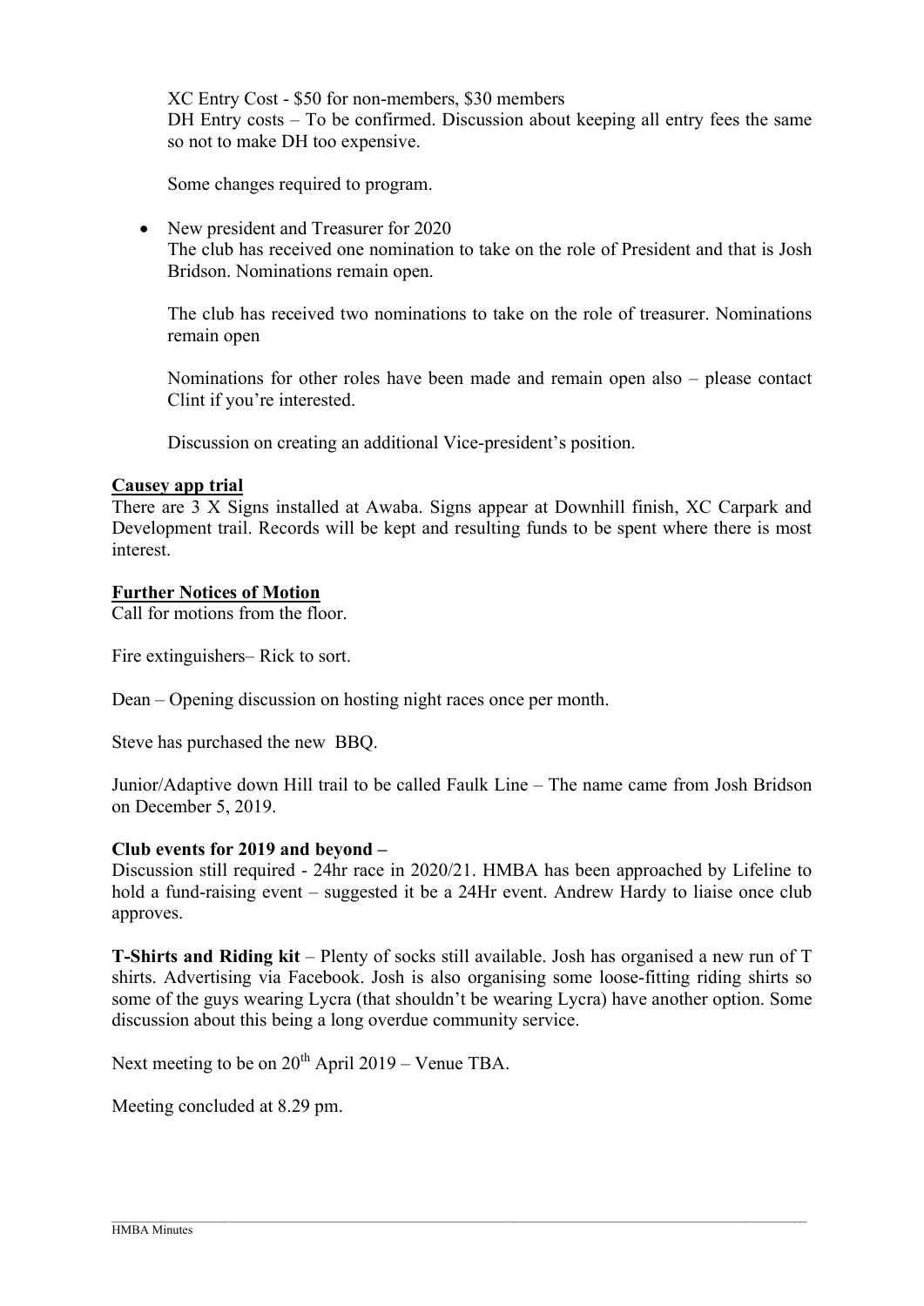XC Entry Cost - $50 for non-members, $30 members
DH Entry costs – To be confirmed. Discussion about keeping all entry fees the same so not to make DH too expensive.

Some changes required to program.

- New president and Treasurer for 2020
  The club has received one nomination to take on the role of President and that is Josh Bridson. Nominations remain open.

  The club has received two nominations to take on the role of treasurer. Nominations remain open

  Nominations for other roles have been made and remain open also – please contact Clint if you're interested.

  Discussion on creating an additional Vice-president's position.

**Causey app trial**

There are 3 X Signs installed at Awaba. Signs appear at Downhill finish, XC Carpark and Development trail. Records will be kept and resulting funds to be spent where there is most interest.

**Further Notices of Motion**

Call for motions from the floor.

Fire extinguishers– Rick to sort.

Dean – Opening discussion on hosting night races once per month.

Steve has purchased the new BBQ.

Junior/Adaptive down Hill trail to be called Faulk Line – The name came from Josh Bridson on December 5, 2019.

**Club events for 2019 and beyond –**

Discussion still required - 24hr race in 2020/21. HMBA has been approached by Lifeline to hold a fund-raising event – suggested it be a 24Hr event. Andrew Hardy to liaise once club approves.

**T-Shirts and Riding kit** – Plenty of socks still available. Josh has organised a new run of T shirts. Advertising via Facebook. Josh is also organising some loose-fitting riding shirts so some of the guys wearing Lycra (that shouldn't be wearing Lycra) have another option. Some discussion about this being a long overdue community service.

Next meeting to be on 20th April 2019 – Venue TBA.

Meeting concluded at 8.29 pm.